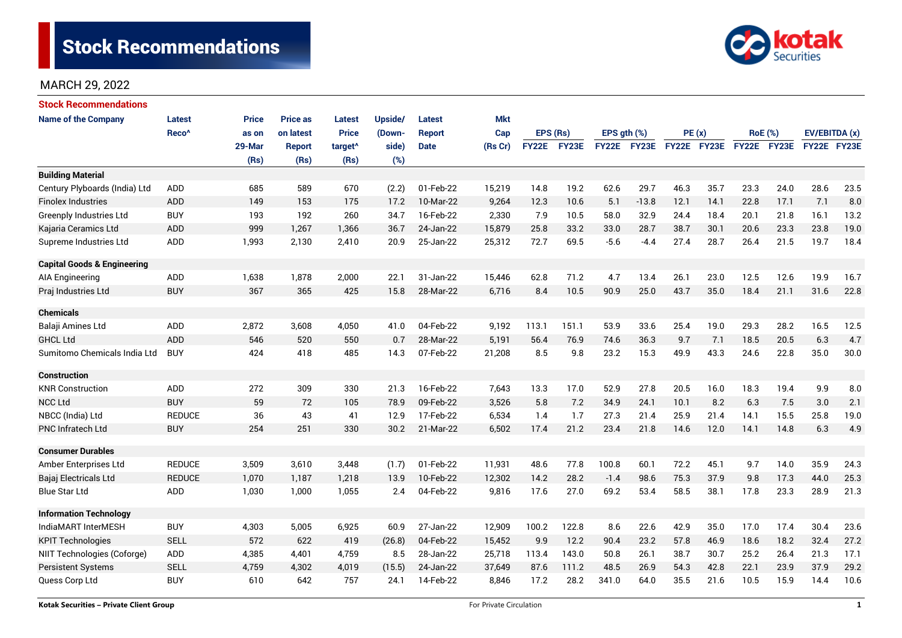# Stock Recommendations

MARCH 29, 2022

## Stock Recommendations

| Name of the Company | Latest Reco^ | Price as on 29-Mar (Rs) | Price as on latest Report (Rs) | Latest Price target^ (Rs) | Upside/ (Down-side) (%) | Latest Report Date | Mkt Cap (Rs Cr) | EPS (Rs) | | EPS gth (%) | | PE (x) | | RoE (%) | | EV/EBITDA (x) | |
|---|---|---|---|---|---|---|---|---|---|---|---|---|---|---|---|---|---|
| | | | | | | | | FY22E | FY23E | FY22E | FY23E | FY22E | FY23E | FY22E | FY23E | FY22E | FY23E |
| **Building Material** | | | | | | | | | | | | | | | | | |
| Century Plyboards (India) Ltd | ADD | 685 | 589 | 670 | (2.2) | 01-Feb-22 | 15,219 | 14.8 | 19.2 | 62.6 | 29.7 | 46.3 | 35.7 | 23.3 | 24.0 | 28.6 | 23.5 |
| Finolex Industries | ADD | 149 | 153 | 175 | 17.2 | 10-Mar-22 | 9,264 | 12.3 | 10.6 | 5.1 | -13.8 | 12.1 | 14.1 | 22.8 | 17.1 | 7.1 | 8.0 |
| Greenply Industries Ltd | BUY | 193 | 192 | 260 | 34.7 | 16-Feb-22 | 2,330 | 7.9 | 10.5 | 58.0 | 32.9 | 24.4 | 18.4 | 20.1 | 21.8 | 16.1 | 13.2 |
| Kajaria Ceramics Ltd | ADD | 999 | 1,267 | 1,366 | 36.7 | 24-Jan-22 | 15,879 | 25.8 | 33.2 | 33.0 | 28.7 | 38.7 | 30.1 | 20.6 | 23.3 | 23.8 | 19.0 |
| Supreme Industries Ltd | ADD | 1,993 | 2,130 | 2,410 | 20.9 | 25-Jan-22 | 25,312 | 72.7 | 69.5 | -5.6 | -4.4 | 27.4 | 28.7 | 26.4 | 21.5 | 19.7 | 18.4 |
| **Capital Goods & Engineering** | | | | | | | | | | | | | | | | | |
| AIA Engineering | ADD | 1,638 | 1,878 | 2,000 | 22.1 | 31-Jan-22 | 15,446 | 62.8 | 71.2 | 4.7 | 13.4 | 26.1 | 23.0 | 12.5 | 12.6 | 19.9 | 16.7 |
| Praj Industries Ltd | BUY | 367 | 365 | 425 | 15.8 | 28-Mar-22 | 6,716 | 8.4 | 10.5 | 90.9 | 25.0 | 43.7 | 35.0 | 18.4 | 21.1 | 31.6 | 22.8 |
| **Chemicals** | | | | | | | | | | | | | | | | | |
| Balaji Amines Ltd | ADD | 2,872 | 3,608 | 4,050 | 41.0 | 04-Feb-22 | 9,192 | 113.1 | 151.1 | 53.9 | 33.6 | 25.4 | 19.0 | 29.3 | 28.2 | 16.5 | 12.5 |
| GHCL Ltd | ADD | 546 | 520 | 550 | 0.7 | 28-Mar-22 | 5,191 | 56.4 | 76.9 | 74.6 | 36.3 | 9.7 | 7.1 | 18.5 | 20.5 | 6.3 | 4.7 |
| Sumitomo Chemicals India Ltd | BUY | 424 | 418 | 485 | 14.3 | 07-Feb-22 | 21,208 | 8.5 | 9.8 | 23.2 | 15.3 | 49.9 | 43.3 | 24.6 | 22.8 | 35.0 | 30.0 |
| **Construction** | | | | | | | | | | | | | | | | | |
| KNR Construction | ADD | 272 | 309 | 330 | 21.3 | 16-Feb-22 | 7,643 | 13.3 | 17.0 | 52.9 | 27.8 | 20.5 | 16.0 | 18.3 | 19.4 | 9.9 | 8.0 |
| NCC Ltd | BUY | 59 | 72 | 105 | 78.9 | 09-Feb-22 | 3,526 | 5.8 | 7.2 | 34.9 | 24.1 | 10.1 | 8.2 | 6.3 | 7.5 | 3.0 | 2.1 |
| NBCC (India) Ltd | REDUCE | 36 | 43 | 41 | 12.9 | 17-Feb-22 | 6,534 | 1.4 | 1.7 | 27.3 | 21.4 | 25.9 | 21.4 | 14.1 | 15.5 | 25.8 | 19.0 |
| PNC Infratech Ltd | BUY | 254 | 251 | 330 | 30.2 | 21-Mar-22 | 6,502 | 17.4 | 21.2 | 23.4 | 21.8 | 14.6 | 12.0 | 14.1 | 14.8 | 6.3 | 4.9 |
| **Consumer Durables** | | | | | | | | | | | | | | | | | |
| Amber Enterprises Ltd | REDUCE | 3,509 | 3,610 | 3,448 | (1.7) | 01-Feb-22 | 11,931 | 48.6 | 77.8 | 100.8 | 60.1 | 72.2 | 45.1 | 9.7 | 14.0 | 35.9 | 24.3 |
| Bajaj Electricals Ltd | REDUCE | 1,070 | 1,187 | 1,218 | 13.9 | 10-Feb-22 | 12,302 | 14.2 | 28.2 | -1.4 | 98.6 | 75.3 | 37.9 | 9.8 | 17.3 | 44.0 | 25.3 |
| Blue Star Ltd | ADD | 1,030 | 1,000 | 1,055 | 2.4 | 04-Feb-22 | 9,816 | 17.6 | 27.0 | 69.2 | 53.4 | 58.5 | 38.1 | 17.8 | 23.3 | 28.9 | 21.3 |
| **Information Technology** | | | | | | | | | | | | | | | | | |
| IndiaMART InterMESH | BUY | 4,303 | 5,005 | 6,925 | 60.9 | 27-Jan-22 | 12,909 | 100.2 | 122.8 | 8.6 | 22.6 | 42.9 | 35.0 | 17.0 | 17.4 | 30.4 | 23.6 |
| KPIT Technologies | SELL | 572 | 622 | 419 | (26.8) | 04-Feb-22 | 15,452 | 9.9 | 12.2 | 90.4 | 23.2 | 57.8 | 46.9 | 18.6 | 18.2 | 32.4 | 27.2 |
| NIIT Technologies (Coforge) | ADD | 4,385 | 4,401 | 4,759 | 8.5 | 28-Jan-22 | 25,718 | 113.4 | 143.0 | 50.8 | 26.1 | 38.7 | 30.7 | 25.2 | 26.4 | 21.3 | 17.1 |
| Persistent Systems | SELL | 4,759 | 4,302 | 4,019 | (15.5) | 24-Jan-22 | 37,649 | 87.6 | 111.2 | 48.5 | 26.9 | 54.3 | 42.8 | 22.1 | 23.9 | 37.9 | 29.2 |
| Quess Corp Ltd | BUY | 610 | 642 | 757 | 24.1 | 14-Feb-22 | 8,846 | 17.2 | 28.2 | 341.0 | 64.0 | 35.5 | 21.6 | 10.5 | 15.9 | 14.4 | 10.6 |

Kotak Securities – Private Client Group | For Private Circulation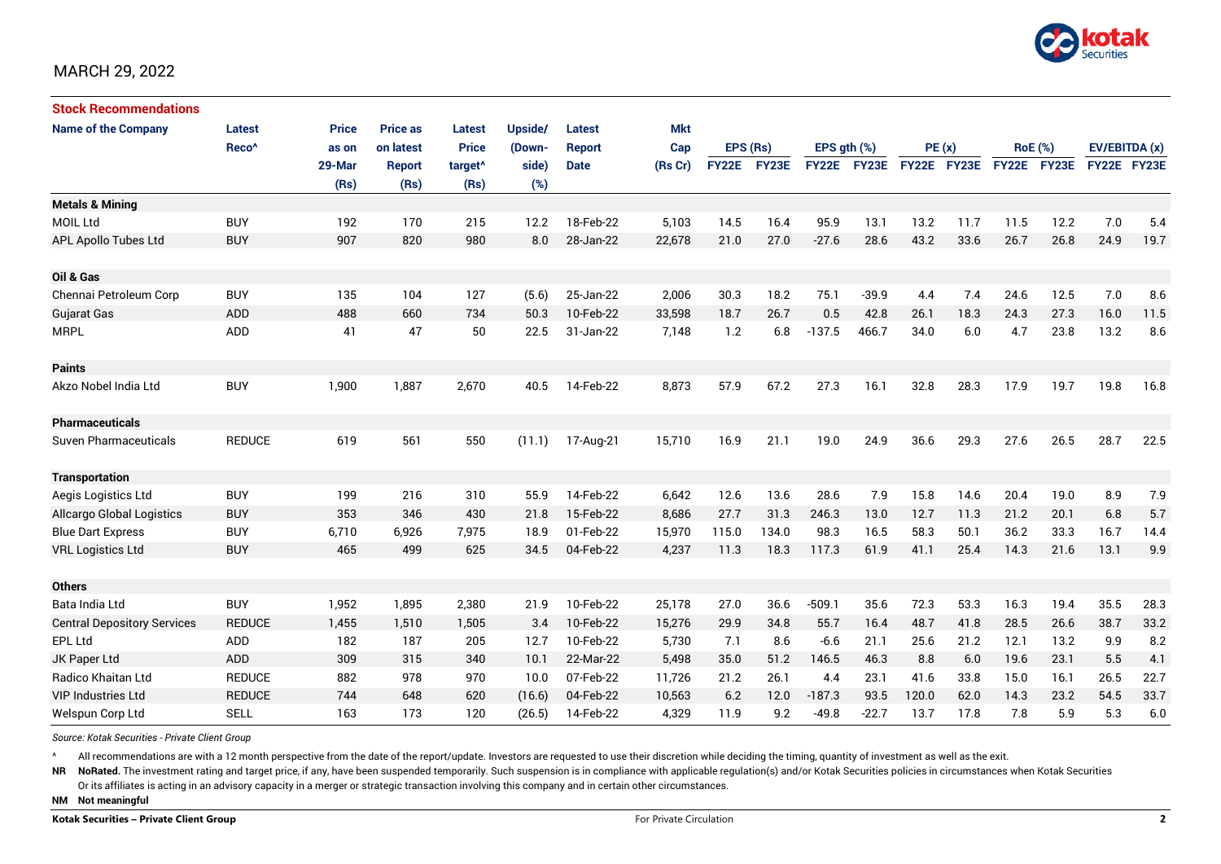MARCH 29, 2022

## Stock Recommendations

| Name of the Company | Latest Reco^ | Price as on 29-Mar (Rs) | Price as on latest Report (Rs) | Latest Price target^ (Rs) | Upside/ (Down-side) (%) | Latest Report Date | Mkt Cap (Rs Cr) | EPS (Rs) | | EPS gth (%) | | PE (x) | | RoE (%) | | EV/EBITDA (x) | |
|---|---|---|---|---|---|---|---|---|---|---|---|---|---|---|---|---|---|
| | | | | | | | | FY22E | FY23E | FY22E | FY23E | FY22E | FY23E | FY22E | FY23E | FY22E | FY23E |
| **Metals & Mining** | | | | | | | | | | | | | | | | | |
| MOIL Ltd | BUY | 192 | 170 | 215 | 12.2 | 18-Feb-22 | 5,103 | 14.5 | 16.4 | 95.9 | 13.1 | 13.2 | 11.7 | 11.5 | 12.2 | 7.0 | 5.4 |
| APL Apollo Tubes Ltd | BUY | 907 | 820 | 980 | 8.0 | 28-Jan-22 | 22,678 | 21.0 | 27.0 | -27.6 | 28.6 | 43.2 | 33.6 | 26.7 | 26.8 | 24.9 | 19.7 |
| **Oil & Gas** | | | | | | | | | | | | | | | | | |
| Chennai Petroleum Corp | BUY | 135 | 104 | 127 | (5.6) | 25-Jan-22 | 2,006 | 30.3 | 18.2 | 75.1 | -39.9 | 4.4 | 7.4 | 24.6 | 12.5 | 7.0 | 8.6 |
| Gujarat Gas | ADD | 488 | 660 | 734 | 50.3 | 10-Feb-22 | 33,598 | 18.7 | 26.7 | 0.5 | 42.8 | 26.1 | 18.3 | 24.3 | 27.3 | 16.0 | 11.5 |
| MRPL | ADD | 41 | 47 | 50 | 22.5 | 31-Jan-22 | 7,148 | 1.2 | 6.8 | -137.5 | 466.7 | 34.0 | 6.0 | 4.7 | 23.8 | 13.2 | 8.6 |
| **Paints** | | | | | | | | | | | | | | | | | |
| Akzo Nobel India Ltd | BUY | 1,900 | 1,887 | 2,670 | 40.5 | 14-Feb-22 | 8,873 | 57.9 | 67.2 | 27.3 | 16.1 | 32.8 | 28.3 | 17.9 | 19.7 | 19.8 | 16.8 |
| **Pharmaceuticals** | | | | | | | | | | | | | | | | | |
| Suven Pharmaceuticals | REDUCE | 619 | 561 | 550 | (11.1) | 17-Aug-21 | 15,710 | 16.9 | 21.1 | 19.0 | 24.9 | 36.6 | 29.3 | 27.6 | 26.5 | 28.7 | 22.5 |
| **Transportation** | | | | | | | | | | | | | | | | | |
| Aegis Logistics Ltd | BUY | 199 | 216 | 310 | 55.9 | 14-Feb-22 | 6,642 | 12.6 | 13.6 | 28.6 | 7.9 | 15.8 | 14.6 | 20.4 | 19.0 | 8.9 | 7.9 |
| Allcargo Global Logistics | BUY | 353 | 346 | 430 | 21.8 | 15-Feb-22 | 8,686 | 27.7 | 31.3 | 246.3 | 13.0 | 12.7 | 11.3 | 21.2 | 20.1 | 6.8 | 5.7 |
| Blue Dart Express | BUY | 6,710 | 6,926 | 7,975 | 18.9 | 01-Feb-22 | 15,970 | 115.0 | 134.0 | 98.3 | 16.5 | 58.3 | 50.1 | 36.2 | 33.3 | 16.7 | 14.4 |
| VRL Logistics Ltd | BUY | 465 | 499 | 625 | 34.5 | 04-Feb-22 | 4,237 | 11.3 | 18.3 | 117.3 | 61.9 | 41.1 | 25.4 | 14.3 | 21.6 | 13.1 | 9.9 |
| **Others** | | | | | | | | | | | | | | | | | |
| Bata India Ltd | BUY | 1,952 | 1,895 | 2,380 | 21.9 | 10-Feb-22 | 25,178 | 27.0 | 36.6 | -509.1 | 35.6 | 72.3 | 53.3 | 16.3 | 19.4 | 35.5 | 28.3 |
| Central Depository Services | REDUCE | 1,455 | 1,510 | 1,505 | 3.4 | 10-Feb-22 | 15,276 | 29.9 | 34.8 | 55.7 | 16.4 | 48.7 | 41.8 | 28.5 | 26.6 | 38.7 | 33.2 |
| EPL Ltd | ADD | 182 | 187 | 205 | 12.7 | 10-Feb-22 | 5,730 | 7.1 | 8.6 | -6.6 | 21.1 | 25.6 | 21.2 | 12.1 | 13.2 | 9.9 | 8.2 |
| JK Paper Ltd | ADD | 309 | 315 | 340 | 10.1 | 22-Mar-22 | 5,498 | 35.0 | 51.2 | 146.5 | 46.3 | 8.8 | 6.0 | 19.6 | 23.1 | 5.5 | 4.1 |
| Radico Khaitan Ltd | REDUCE | 882 | 978 | 970 | 10.0 | 07-Feb-22 | 11,726 | 21.2 | 26.1 | 4.4 | 23.1 | 41.6 | 33.8 | 15.0 | 16.1 | 26.5 | 22.7 |
| VIP Industries Ltd | REDUCE | 744 | 648 | 620 | (16.6) | 04-Feb-22 | 10,563 | 6.2 | 12.0 | -187.3 | 93.5 | 120.0 | 62.0 | 14.3 | 23.2 | 54.5 | 33.7 |
| Welspun Corp Ltd | SELL | 163 | 173 | 120 | (26.5) | 14-Feb-22 | 4,329 | 11.9 | 9.2 | -49.8 | -22.7 | 13.7 | 17.8 | 7.8 | 5.9 | 5.3 | 6.0 |

*Source: Kotak Securities - Private Client Group*

^ All recommendations are with a 12 month perspective from the date of the report/update. Investors are requested to use their discretion while deciding the timing, quantity of investment as well as the exit.

**NR** **NoRated.** The investment rating and target price, if any, have been suspended temporarily. Such suspension is in compliance with applicable regulation(s) and/or Kotak Securities policies in circumstances when Kotak Securities Or its affiliates is acting in an advisory capacity in a merger or strategic transaction involving this company and in certain other circumstances.

**NM** **Not meaningful**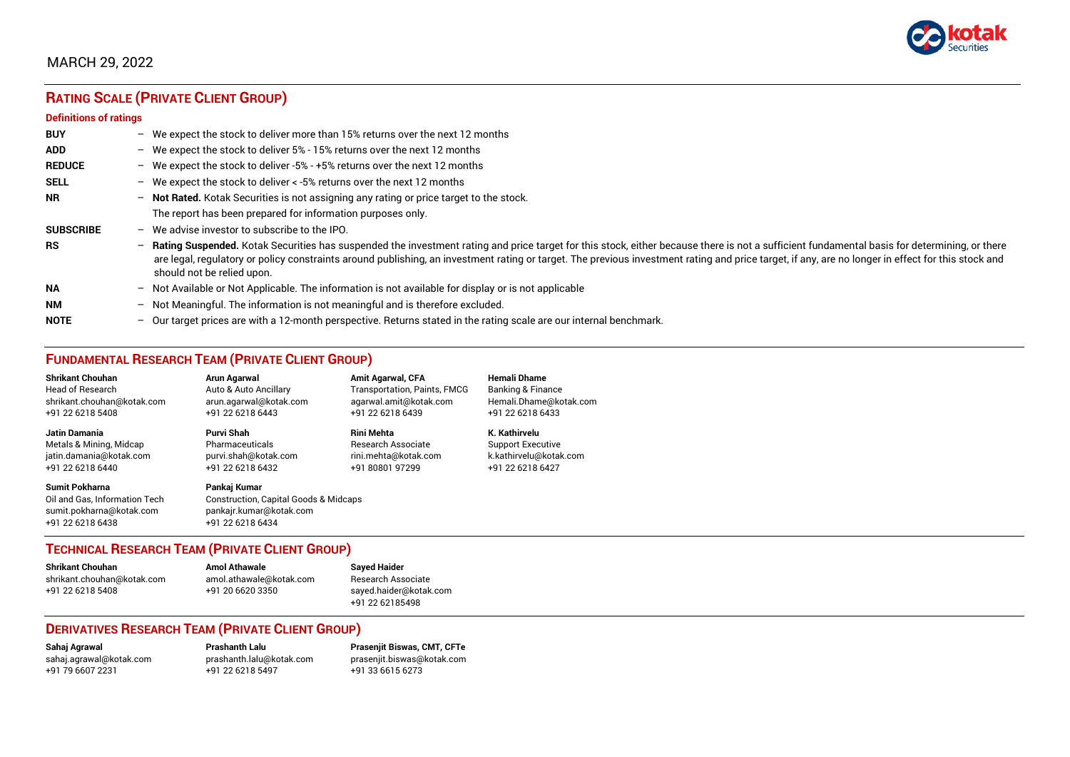MARCH 29, 2022

## Rating Scale (Private Client Group)

### Definitions of ratings

| | | |
|---|---|---|
| **BUY** | – | We expect the stock to deliver more than 15% returns over the next 12 months |
| **ADD** | – | We expect the stock to deliver 5% - 15% returns over the next 12 months |
| **REDUCE** | – | We expect the stock to deliver -5% - +5% returns over the next 12 months |
| **SELL** | – | We expect the stock to deliver < -5% returns over the next 12 months |
| **NR** | – | **Not Rated.** Kotak Securities is not assigning any rating or price target to the stock. The report has been prepared for information purposes only. |
| **SUBSCRIBE** | – | We advise investor to subscribe to the IPO. |
| **RS** | – | **Rating Suspended.** Kotak Securities has suspended the investment rating and price target for this stock, either because there is not a sufficient fundamental basis for determining, or there are legal, regulatory or policy constraints around publishing, an investment rating or target. The previous investment rating and price target, if any, are no longer in effect for this stock and should not be relied upon. |
| **NA** | – | Not Available or Not Applicable. The information is not available for display or is not applicable |
| **NM** | – | Not Meaningful. The information is not meaningful and is therefore excluded. |
| **NOTE** | – | Our target prices are with a 12-month perspective. Returns stated in the rating scale are our internal benchmark. |

## Fundamental Research Team (Private Client Group)

**Shrikant Chouhan**
Head of Research
shrikant.chouhan@kotak.com
+91 22 6218 5408

**Arun Agarwal**
Auto & Auto Ancillary
arun.agarwal@kotak.com
+91 22 6218 6443

**Amit Agarwal, CFA**
Transportation, Paints, FMCG
agarwal.amit@kotak.com
+91 22 6218 6439

**Hemali Dhame**
Banking & Finance
Hemali.Dhame@kotak.com
+91 22 6218 6433

**Jatin Damania**
Metals & Mining, Midcap
jatin.damania@kotak.com
+91 22 6218 6440

**Purvi Shah**
Pharmaceuticals
purvi.shah@kotak.com
+91 22 6218 6432

**Rini Mehta**
Research Associate
rini.mehta@kotak.com
+91 80801 97299

**K. Kathirvelu**
Support Executive
k.kathirvelu@kotak.com
+91 22 6218 6427

**Sumit Pokharna**
Oil and Gas, Information Tech
sumit.pokharna@kotak.com
+91 22 6218 6438

**Pankaj Kumar**
Construction, Capital Goods & Midcaps
pankajr.kumar@kotak.com
+91 22 6218 6434

## Technical Research Team (Private Client Group)

**Shrikant Chouhan**
shrikant.chouhan@kotak.com
+91 22 6218 5408

**Amol Athawale**
amol.athawale@kotak.com
+91 20 6620 3350

**Sayed Haider**
Research Associate
sayed.haider@kotak.com
+91 22 62185498

## Derivatives Research Team (Private Client Group)

**Sahaj Agrawal**
sahaj.agrawal@kotak.com
+91 79 6607 2231

**Prashanth Lalu**
prashanth.lalu@kotak.com
+91 22 6218 5497

**Prasenjit Biswas, CMT, CFTe**
prasenjit.biswas@kotak.com
+91 33 6615 6273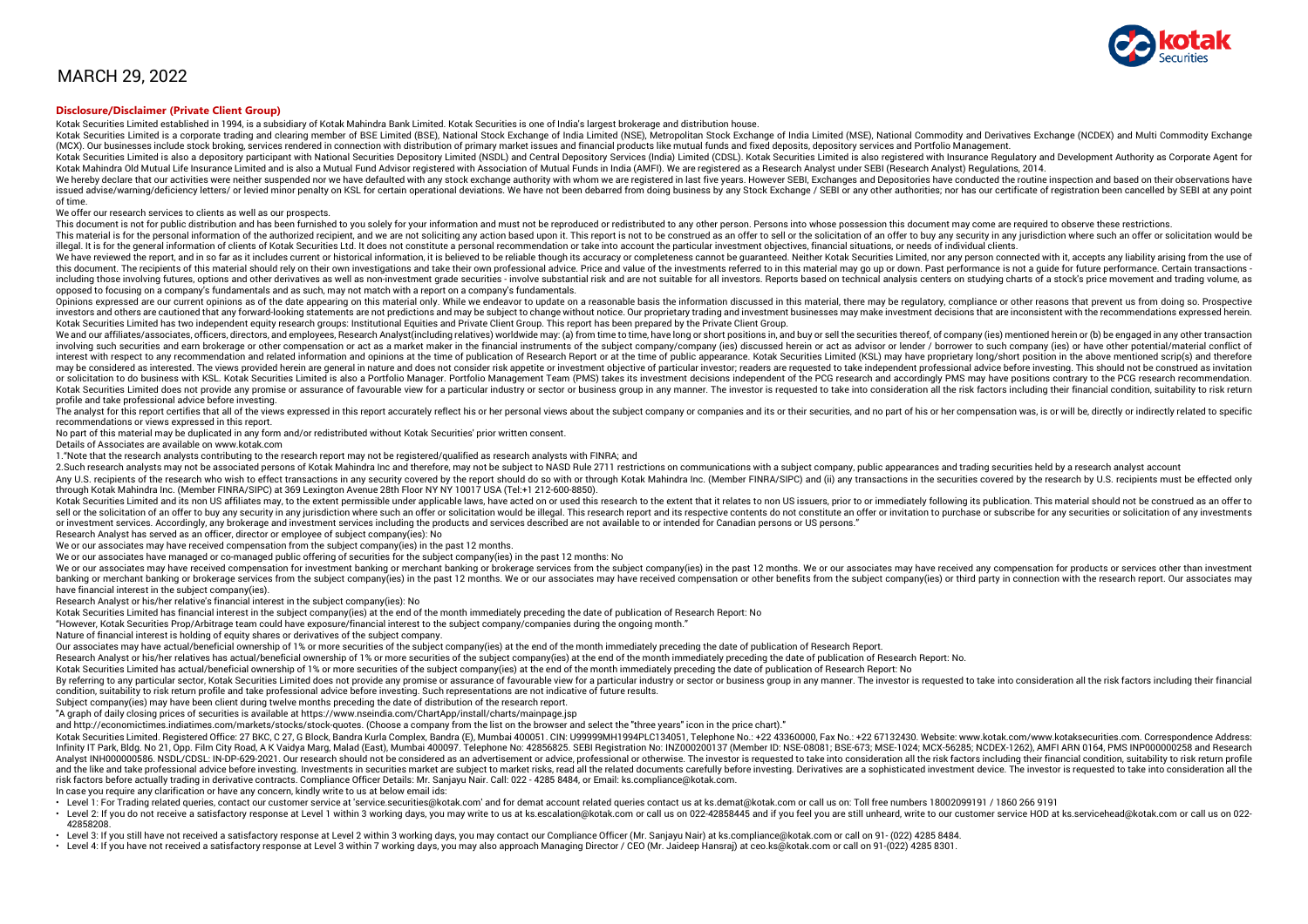MARCH 29, 2022

**Disclosure/Disclaimer (Private Client Group)**

Kotak Securities Limited established in 1994, is a subsidiary of Kotak Mahindra Bank Limited. Kotak Securities is one of India's largest brokerage and distribution house.

Kotak Securities Limited is a corporate trading and clearing member of BSE Limited (BSE), National Stock Exchange of India Limited (NSE), Metropolitan Stock Exchange of India Limited (MSE), National Commodity and Derivatives Exchange (NCDEX) and Multi Commodity Exchange (MCX). Our businesses include stock broking, services rendered in connection with distribution of primary market issues and financial products like mutual funds and fixed deposits, depository services and Portfolio Management.

Kotak Securities Limited is also a depository participant with National Securities Depository Limited (NSDL) and Central Depository Services (India) Limited (CDSL). Kotak Securities Limited is also registered with Insurance Regulatory and Development Authority as Corporate Agent for Kotak Mahindra Old Mutual Life Insurance Limited and is also a Mutual Fund Advisor registered with Association of Mutual Funds in India (AMFI). We are registered as a Research Analyst under SEBI (Research Analyst) Regulations, 2014.

We hereby declare that our activities were neither suspended nor we have defaulted with any stock exchange authority with whom we are registered in last five years. However SEBI, Exchanges and Depositories have conducted the routine inspection and based on their observations have issued advise/warning/deficiency letters/ or levied minor penalty on KSL for certain operational deviations. We have not been debarred from doing business by any Stock Exchange / SEBI or any other authorities; nor has our certificate of registration been cancelled by SEBI at any point of time.

We offer our research services to clients as well as our prospects.

This document is not for public distribution and has been furnished to you solely for your information and must not be reproduced or redistributed to any other person. Persons into whose possession this document may come are required to observe these restrictions.

This material is for the personal information of the authorized recipient, and we are not soliciting any action based upon it. This report is not to be construed as an offer to sell or the solicitation of an offer to buy any security in any jurisdiction where such an offer or solicitation would be illegal. It is for the general information of clients of Kotak Securities Ltd. It does not constitute a personal recommendation or take into account the particular investment objectives, financial situations, or needs of individual clients.

We have reviewed the report, and in so far as it includes current or historical information, it is believed to be reliable though its accuracy or completeness cannot be guaranteed. Neither Kotak Securities Limited, nor any person connected with it, accepts any liability arising from the use of this document. The recipients of this material should rely on their own investigations and take their own professional advice. Price and value of the investments referred to in this material may go up or down. Past performance is not a guide for future performance. Certain transactions - including those involving futures, options and other derivatives as well as non-investment grade securities - involve substantial risk and are not suitable for all investors. Reports based on technical analysis centers on studying charts of a stock's price movement and trading volume, as opposed to focusing on a company's fundamentals and as such, may not match with a report on a company's fundamentals.

Opinions expressed are our current opinions as of the date appearing on this material only. While we endeavor to update on a reasonable basis the information discussed in this material, there may be regulatory, compliance or other reasons that prevent us from doing so. Prospective investors and others are cautioned that any forward-looking statements are not predictions and may be subject to change without notice. Our proprietary trading and investment businesses may make investment decisions that are inconsistent with the recommendations expressed herein. Kotak Securities Limited has two independent equity research groups: Institutional Equities and Private Client Group. This report has been prepared by the Private Client Group.

We and our affiliates/associates, officers, directors, and employees, Research Analyst(including relatives) worldwide may: (a) from time to time, have long or short positions in, and buy or sell the securities thereof, of company (ies) mentioned herein or (b) be engaged in any other transaction involving such securities and earn brokerage or other compensation or act as a market maker in the financial instruments of the subject company/company (ies) discussed herein or act as advisor or lender / borrower to such company (ies) or have other potential/material conflict of interest with respect to any recommendation and related information and opinions at the time of publication of Research Report or at the time of public appearance. Kotak Securities Limited (KSL) may have proprietary long/short position in the above mentioned scrip(s) and therefore may be considered as interested. The views provided herein are general in nature and does not consider risk appetite or investment objective of particular investor; readers are requested to take independent professional advice before investing. This should not be construed as invitation or solicitation to do business with KSL. Kotak Securities Limited is also a Portfolio Manager. Portfolio Management Team (PMS) takes its investment decisions independent of the PCG research and accordingly PMS may have positions contrary to the PCG research recommendation. Kotak Securities Limited does not provide any promise or assurance of favourable view for a particular industry or sector or business group in any manner. The investor is requested to take into consideration all the risk factors including their financial condition, suitability to risk return profile and take professional advice before investing.

The analyst for this report certifies that all of the views expressed in this report accurately reflect his or her personal views about the subject company or companies and its or their securities, and no part of his or her compensation was, is or will be, directly or indirectly related to specific recommendations or views expressed in this report.

No part of this material may be duplicated in any form and/or redistributed without Kotak Securities' prior written consent.

Details of Associates are available on www.kotak.com

1."Note that the research analysts contributing to the research report may not be registered/qualified as research analysts with FINRA; and

2.Such research analysts may not be associated persons of Kotak Mahindra Inc and therefore, may not be subject to NASD Rule 2711 restrictions on communications with a subject company, public appearances and trading securities held by a research analyst account

Any U.S. recipients of the research who wish to effect transactions in any security covered by the report should do so with or through Kotak Mahindra Inc. (Member FINRA/SIPC) and (ii) any transactions in the securities covered by the research by U.S. recipients must be effected only through Kotak Mahindra Inc. (Member FINRA/SIPC) at 369 Lexington Avenue 28th Floor NY NY 10017 USA (Tel:+1 212-600-8850).

Kotak Securities Limited and its non US affiliates may, to the extent permissible under applicable laws, have acted on or used this research to the extent that it relates to non US issuers, prior to or immediately following its publication. This material should not be construed as an offer to sell or the solicitation of an offer to buy any security in any jurisdiction where such an offer or solicitation would be illegal. This research report and its respective contents do not constitute an offer or invitation to purchase or subscribe for any securities or solicitation of any investments or investment services. Accordingly, any brokerage and investment services including the products and services described are not available to or intended for Canadian persons or US persons."

Research Analyst has served as an officer, director or employee of subject company(ies): No

We or our associates may have received compensation from the subject company(ies) in the past 12 months.

We or our associates have managed or co-managed public offering of securities for the subject company(ies) in the past 12 months: No

We or our associates may have received compensation for investment banking or merchant banking or brokerage services from the subject company(ies) in the past 12 months. We or our associates may have received any compensation for products or services other than investment banking or merchant banking or brokerage services from the subject company(ies) in the past 12 months. We or our associates may have received compensation or other benefits from the subject company(ies) or third party in connection with the research report. Our associates may have financial interest in the subject company(ies).

Research Analyst or his/her relative's financial interest in the subject company(ies): No

Kotak Securities Limited has financial interest in the subject company(ies) at the end of the month immediately preceding the date of publication of Research Report: No

"However, Kotak Securities Prop/Arbitrage team could have exposure/financial interest to the subject company/companies during the ongoing month."

Nature of financial interest is holding of equity shares or derivatives of the subject company.

Our associates may have actual/beneficial ownership of 1% or more securities of the subject company(ies) at the end of the month immediately preceding the date of publication of Research Report.

Research Analyst or his/her relatives has actual/beneficial ownership of 1% or more securities of the subject company(ies) at the end of the month immediately preceding the date of publication of Research Report: No.

Kotak Securities Limited has actual/beneficial ownership of 1% or more securities of the subject company(ies) at the end of the month immediately preceding the date of publication of Research Report: No

By referring to any particular sector, Kotak Securities Limited does not provide any promise or assurance of favourable view for a particular industry or sector or business group in any manner. The investor is requested to take into consideration all the risk factors including their financial condition, suitability to risk return profile and take professional advice before investing. Such representations are not indicative of future results.

Subject company(ies) may have been client during twelve months preceding the date of distribution of the research report.

"A graph of daily closing prices of securities is available at https://www.nseindia.com/ChartApp/install/charts/mainpage.jsp

and http://economictimes.indiatimes.com/markets/stocks/stock-quotes. (Choose a company from the list on the browser and select the "three years" icon in the price chart)."

Kotak Securities Limited. Registered Office: 27 BKC, C 27, G Block, Bandra Kurla Complex, Bandra (E), Mumbai 400051. CIN: U99999MH1994PLC134051, Telephone No.: +22 43360000, Fax No.: +22 67132430. Website: www.kotak.com/www.kotaksecurities.com. Correspondence Address: Infinity IT Park, Bldg. No 21, Opp. Film City Road, A K Vaidya Marg, Malad (East), Mumbai 400097. Telephone No: 42856825. SEBI Registration No: INZ000200137 (Member ID: NSE-08081; BSE-673; MSE-1024; MCX-56285; NCDEX-1262), AMFI ARN 0164, PMS INP000000258 and Research Analyst INH000000586. NSDL/CDSL: IN-DP-629-2021. Our research should not be considered as an advertisement or advice, professional or otherwise. The investor is requested to take into consideration all the risk factors including their financial condition, suitability to risk return profile and the like and take professional advice before investing. Investments in securities market are subject to market risks, read all the related documents carefully before investing. Derivatives are a sophisticated investment device. The investor is requested to take into consideration all the risk factors before actually trading in derivative contracts. Compliance Officer Details: Mr. Sanjayu Nair. Call: 022 - 4285 8484, or Email: ks.compliance@kotak.com.

In case you require any clarification or have any concern, kindly write to us at below email ids:

- Level 1: For Trading related queries, contact our customer service at 'service.securities@kotak.com' and for demat account related queries contact us at ks.demat@kotak.com or call us on: Toll free numbers 18002099191 / 1860 266 9191
- Level 2: If you do not receive a satisfactory response at Level 1 within 3 working days, you may write to us at ks.escalation@kotak.com or call us on 022-42858445 and if you feel you are still unheard, write to our customer service HOD at ks.servicehead@kotak.com or call us on 022-42858208.
- Level 3: If you still have not received a satisfactory response at Level 2 within 3 working days, you may contact our Compliance Officer (Mr. Sanjayu Nair) at ks.compliance@kotak.com or call on 91- (022) 4285 8484.
- Level 4: If you have not received a satisfactory response at Level 3 within 7 working days, you may also approach Managing Director / CEO (Mr. Jaideep Hansraj) at ceo.ks@kotak.com or call on 91-(022) 4285 8301.